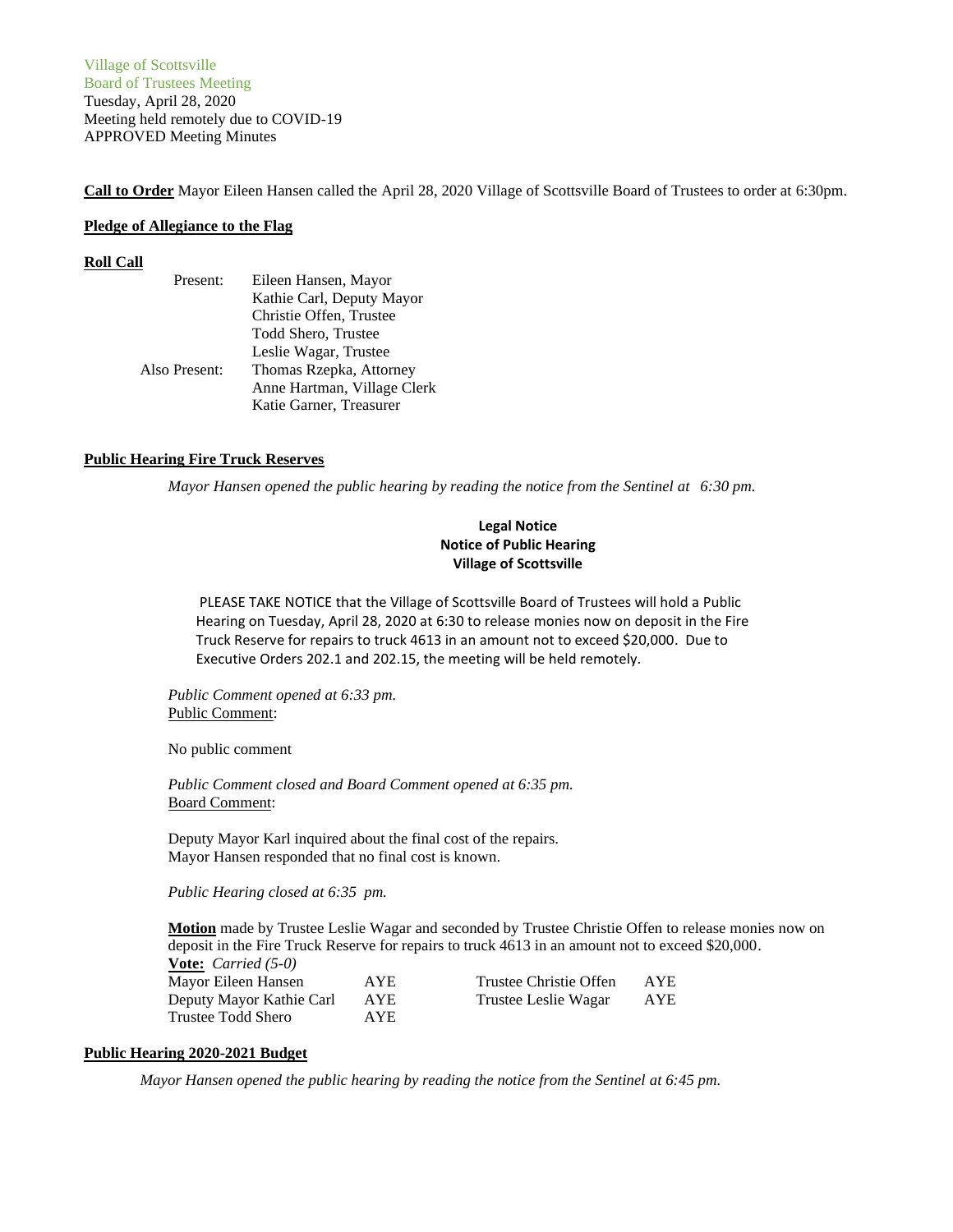Village of Scottsville
Board of Trustees Meeting
Tuesday, April 28, 2020
Meeting held remotely due to COVID-19
APPROVED Meeting Minutes

**Call to Order** Mayor Eileen Hansen called the April 28, 2020 Village of Scottsville Board of Trustees to order at 6:30pm.

**Pledge of Allegiance to the Flag**

**Roll Call**

| | |
|---|---|
| Present: | Eileen Hansen, Mayor |
| | Kathie Carl, Deputy Mayor |
| | Christie Offen, Trustee |
| | Todd Shero, Trustee |
| | Leslie Wagar, Trustee |
| Also Present: | Thomas Rzepka, Attorney |
| | Anne Hartman, Village Clerk |
| | Katie Garner, Treasurer |

**Public Hearing Fire Truck Reserves**

*Mayor Hansen opened the public hearing by reading the notice from the Sentinel at 6:30 pm.*

**Legal Notice**
**Notice of Public Hearing**
**Village of Scottsville**

PLEASE TAKE NOTICE that the Village of Scottsville Board of Trustees will hold a Public Hearing on Tuesday, April 28, 2020 at 6:30 to release monies now on deposit in the Fire Truck Reserve for repairs to truck 4613 in an amount not to exceed $20,000. Due to Executive Orders 202.1 and 202.15, the meeting will be held remotely.

*Public Comment opened at 6:33 pm.*
Public Comment:

No public comment

*Public Comment closed and Board Comment opened at 6:35 pm.*
Board Comment:

Deputy Mayor Karl inquired about the final cost of the repairs.
Mayor Hansen responded that no final cost is known.

*Public Hearing closed at 6:35 pm.*

**Motion** made by Trustee Leslie Wagar and seconded by Trustee Christie Offen to release monies now on deposit in the Fire Truck Reserve for repairs to truck 4613 in an amount not to exceed $20,000.
**Vote:** *Carried (5-0)*

| | | | |
|---|---|---|---|
| Mayor Eileen Hansen | AYE | Trustee Christie Offen | AYE |
| Deputy Mayor Kathie Carl | AYE | Trustee Leslie Wagar | AYE |
| Trustee Todd Shero | AYE | | |

**Public Hearing 2020-2021 Budget**

*Mayor Hansen opened the public hearing by reading the notice from the Sentinel at 6:45 pm.*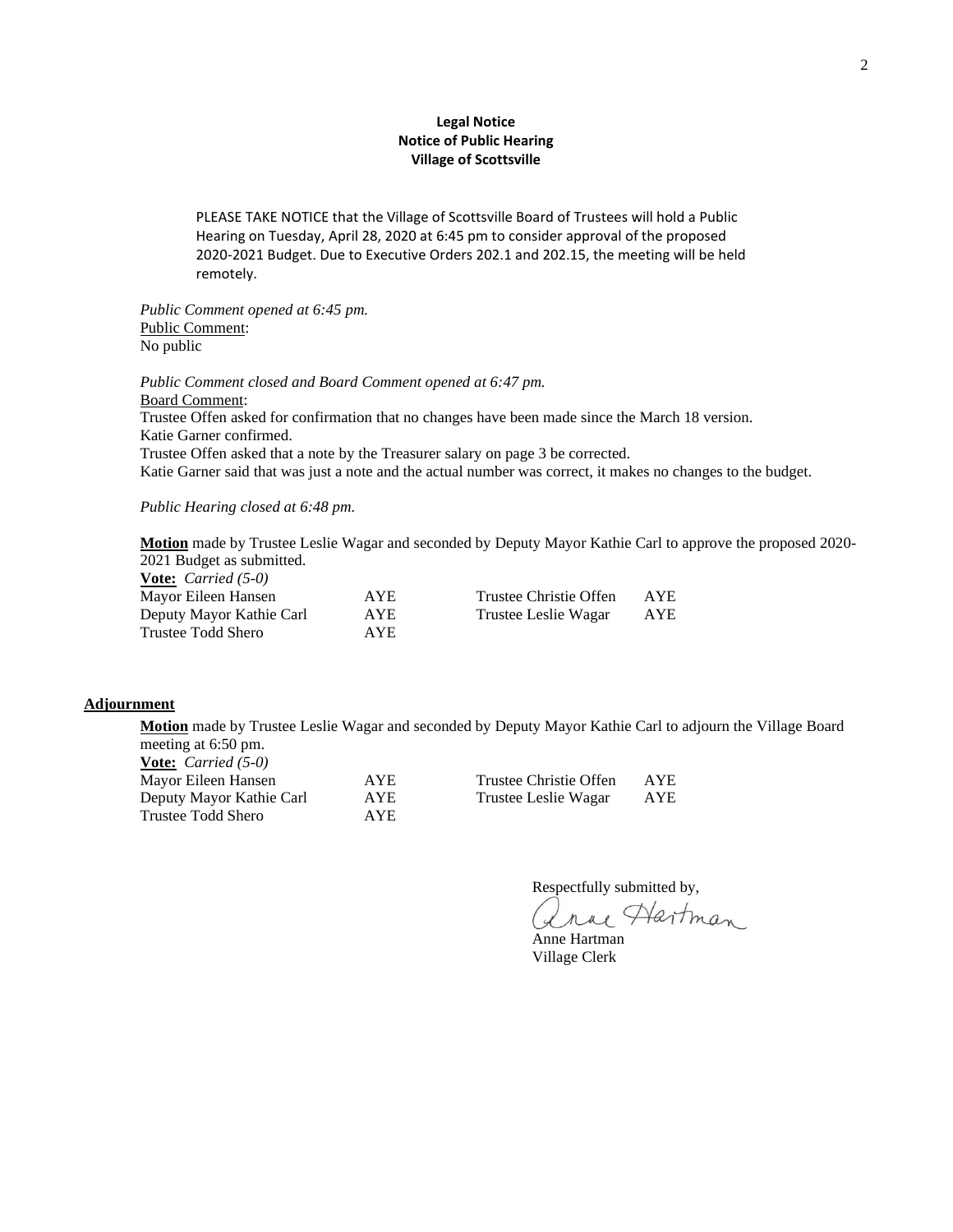**Legal Notice**
**Notice of Public Hearing**
**Village of Scottsville**

PLEASE TAKE NOTICE that the Village of Scottsville Board of Trustees will hold a Public Hearing on Tuesday, April 28, 2020 at 6:45 pm to consider approval of the proposed 2020-2021 Budget. Due to Executive Orders 202.1 and 202.15, the meeting will be held remotely.

*Public Comment opened at 6:45 pm.*
Public Comment:
No public

*Public Comment closed and Board Comment opened at 6:47 pm.*
Board Comment:
Trustee Offen asked for confirmation that no changes have been made since the March 18 version.
Katie Garner confirmed.
Trustee Offen asked that a note by the Treasurer salary on page 3 be corrected.
Katie Garner said that was just a note and the actual number was correct, it makes no changes to the budget.

*Public Hearing closed at 6:48 pm.*

**Motion** made by Trustee Leslie Wagar and seconded by Deputy Mayor Kathie Carl to approve the proposed 2020-2021 Budget as submitted.
**Vote:** *Carried (5-0)*

| | | | |
|---|---|---|---|
| Mayor Eileen Hansen | AYE | Trustee Christie Offen | AYE |
| Deputy Mayor Kathie Carl | AYE | Trustee Leslie Wagar | AYE |
| Trustee Todd Shero | AYE | | |

**Adjournment**

**Motion** made by Trustee Leslie Wagar and seconded by Deputy Mayor Kathie Carl to adjourn the Village Board meeting at 6:50 pm.
**Vote:** *Carried (5-0)*

| | | | |
|---|---|---|---|
| Mayor Eileen Hansen | AYE | Trustee Christie Offen | AYE |
| Deputy Mayor Kathie Carl | AYE | Trustee Leslie Wagar | AYE |
| Trustee Todd Shero | AYE | | |

Respectfully submitted by,

Anne Hartman
Anne Hartman
Village Clerk